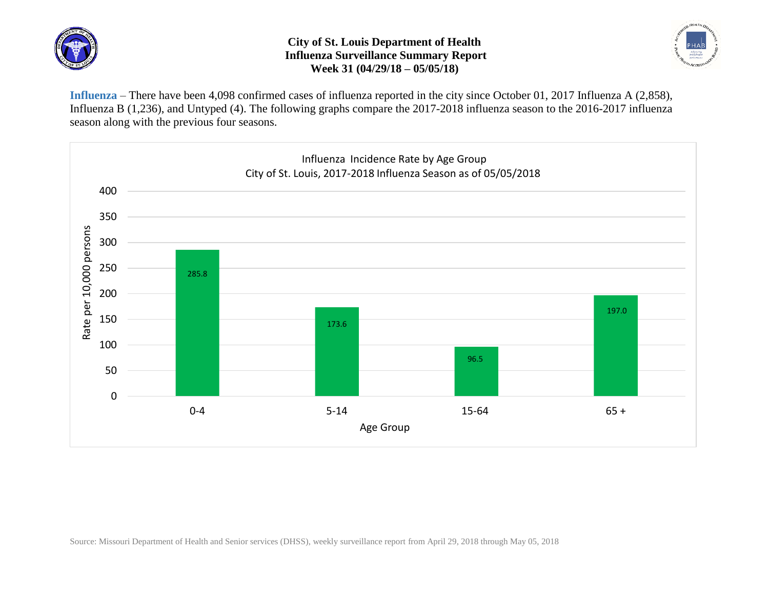# City of St. Louis Department of Health
## Influenza Surveillance Summary Report
### Week 31 (04/29/18 – 05/05/18)

**Influenza** – There have been 4,098 confirmed cases of influenza reported in the city since October 01, 2017 Influenza A (2,858), Influenza B (1,236), and Untyped (4). The following graphs compare the 2017-2018 influenza season to the 2016-2017 influenza season along with the previous four seasons.

Influenza Incidence Rate by Age Group
City of St. Louis, 2017-2018 Influenza Season as of 05/05/2018

| Age Group | Rate per 10,000 persons |
|---|---|
| 0-4 | 285.8 |
| 5-14 | 173.6 |
| 15-64 | 96.5 |
| 65 + | 197.0 |

Source: Missouri Department of Health and Senior services (DHSS), weekly surveillance report from April 29, 2018 through May 05, 2018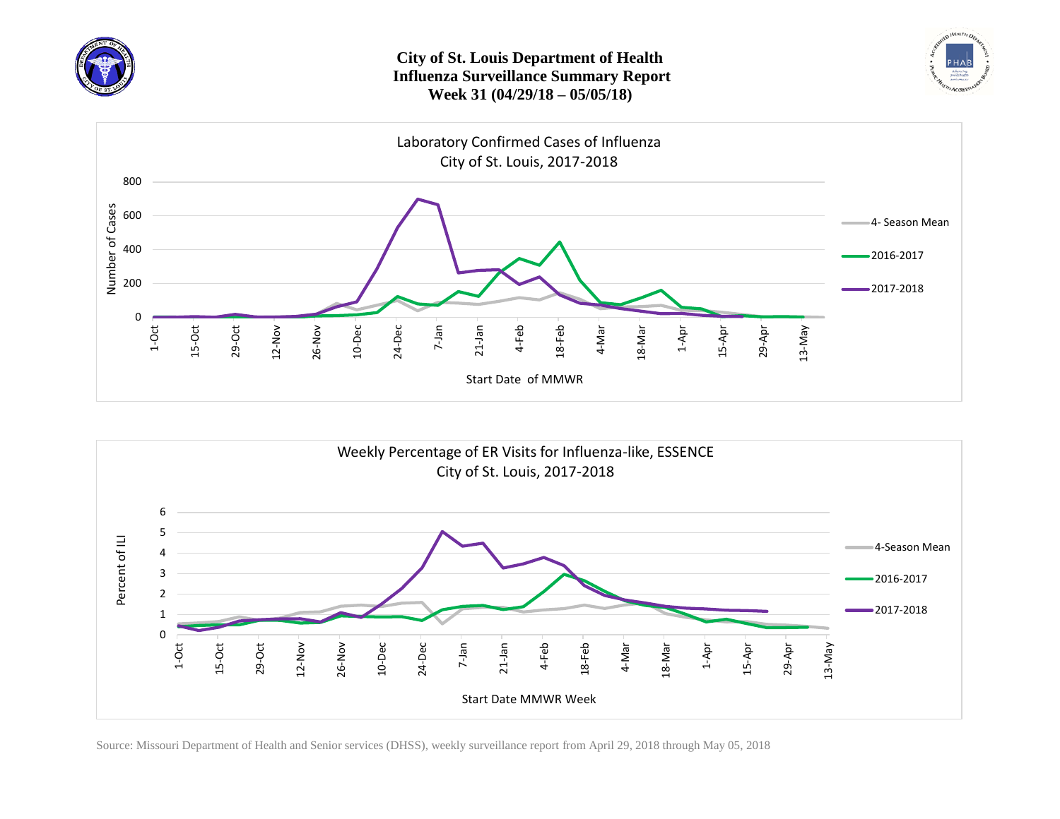# City of St. Louis Department of Health
## Influenza Surveillance Summary Report
### Week 31 (04/29/18 – 05/05/18)

Laboratory Confirmed Cases of Influenza
City of St. Louis, 2017-2018

Number of Cases

800
600
400
200
0

1-Oct
15-Oct
29-Oct
12-Nov
26-Nov
10-Dec
24-Dec
7-Jan
21-Jan
4-Feb
18-Feb
4-Mar
18-Mar
1-Apr
15-Apr
29-Apr
13-May

Start Date of MMWR

4- Season Mean
2016-2017
2017-2018

Weekly Percentage of ER Visits for Influenza-like, ESSENCE
City of St. Louis, 2017-2018

Percent of ILI

6
5
4
3
2
1
0

1-Oct
15-Oct
29-Oct
12-Nov
26-Nov
10-Dec
24-Dec
7-Jan
21-Jan
4-Feb
18-Feb
4-Mar
18-Mar
1-Apr
15-Apr
29-Apr
13-May

Start Date MMWR Week

4-Season Mean
2016-2017
2017-2018

Source: Missouri Department of Health and Senior services (DHSS), weekly surveillance report from April 29, 2018 through May 05, 2018